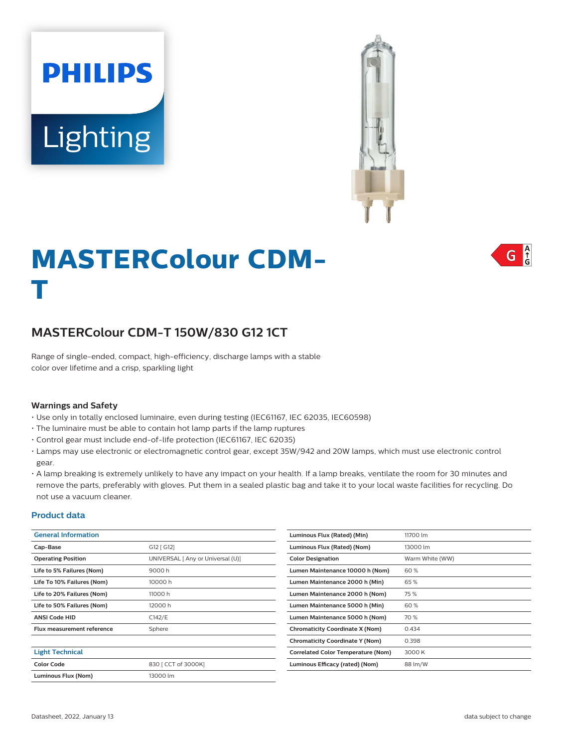PHILIPS

Lighting

# MASTERColour CDM-T

G

## MASTERColour CDM-T 150W/830 G12 1CT

Range of single-ended, compact, high-efficiency, discharge lamps with a stable color over lifetime and a crisp, sparkling light

### Warnings and Safety

- Use only in totally enclosed luminaire, even during testing (IEC61167, IEC 62035, IEC60598)
- The luminaire must be able to contain hot lamp parts if the lamp ruptures
- Control gear must include end-of-life protection (IEC61167, IEC 62035)
- Lamps may use electronic or electromagnetic control gear, except 35W/942 and 20W lamps, which must use electronic control gear.
- A lamp breaking is extremely unlikely to have any impact on your health. If a lamp breaks, ventilate the room for 30 minutes and remove the parts, preferably with gloves. Put them in a sealed plastic bag and take it to your local waste facilities for recycling. Do not use a vacuum cleaner.

### Product data

| General Information | |
|---|---|
| Cap-Base | G12 [ G12] |
| Operating Position | UNIVERSAL [ Any or Universal (U)] |
| Life to 5% Failures (Nom) | 9000 h |
| Life To 10% Failures (Nom) | 10000 h |
| Life to 20% Failures (Nom) | 11000 h |
| Life to 50% Failures (Nom) | 12000 h |
| ANSI Code HID | C142/E |
| Flux measurement reference | Sphere |

| Light Technical | |
|---|---|
| Color Code | 830 [ CCT of 3000K] |
| Luminous Flux (Nom) | 13000 lm |
| Luminous Flux (Rated) (Min) | 11700 lm |
| Luminous Flux (Rated) (Nom) | 13000 lm |
| Color Designation | Warm White (WW) |
| Lumen Maintenance 10000 h (Nom) | 60 % |
| Lumen Maintenance 2000 h (Min) | 65 % |
| Lumen Maintenance 2000 h (Nom) | 75 % |
| Lumen Maintenance 5000 h (Min) | 60 % |
| Lumen Maintenance 5000 h (Nom) | 70 % |
| Chromaticity Coordinate X (Nom) | 0.434 |
| Chromaticity Coordinate Y (Nom) | 0.398 |
| Correlated Color Temperature (Nom) | 3000 K |
| Luminous Efficacy (rated) (Nom) | 88 lm/W |

Datasheet, 2022, January 13 — data subject to change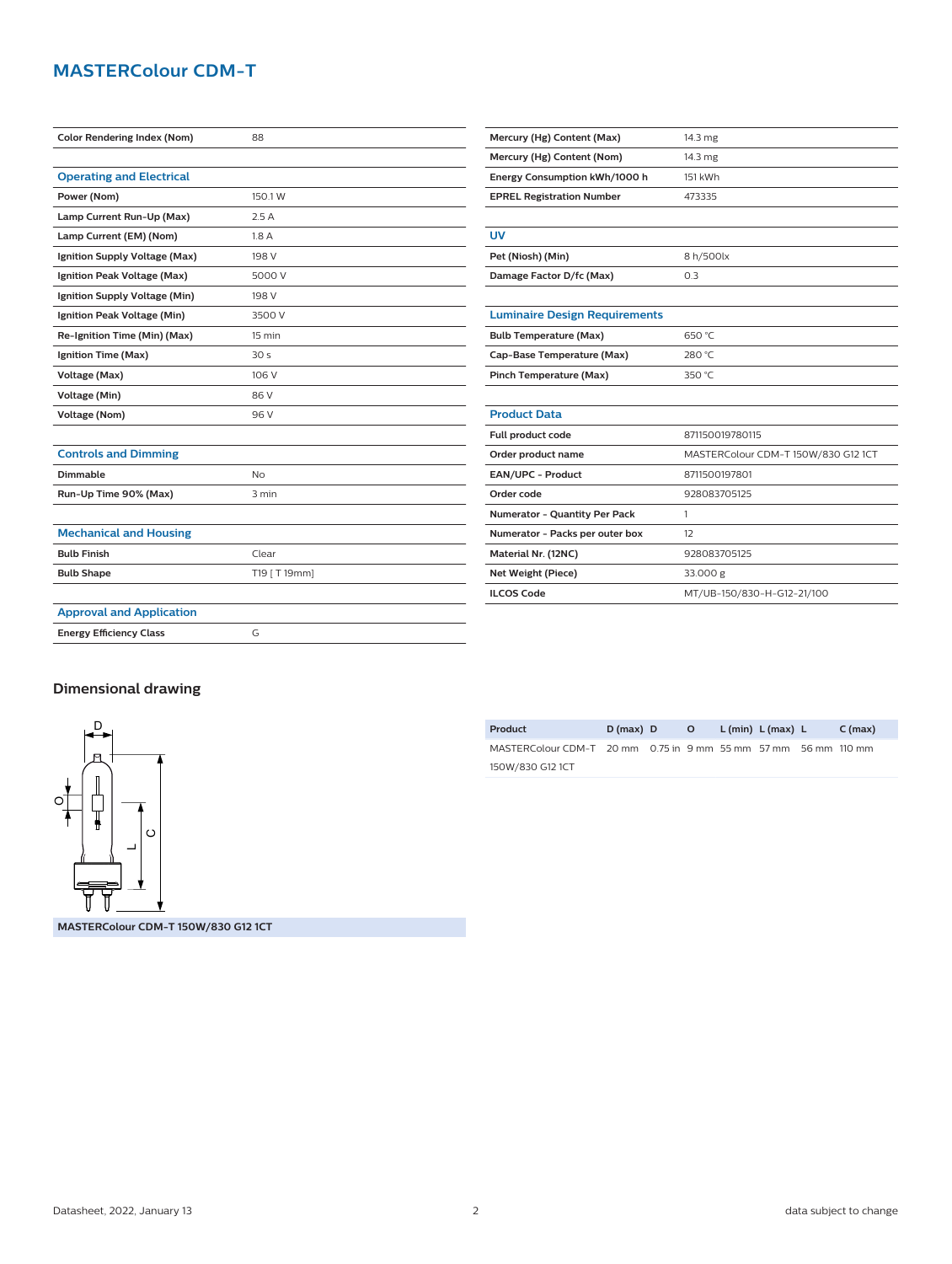# MASTERColour CDM-T

| Color Rendering Index (Nom) | 88 |
|---|---|

## Operating and Electrical

| Power (Nom) | 150.1 W |
|---|---|
| Lamp Current Run-Up (Max) | 2.5 A |
| Lamp Current (EM) (Nom) | 1.8 A |
| Ignition Supply Voltage (Max) | 198 V |
| Ignition Peak Voltage (Max) | 5000 V |
| Ignition Supply Voltage (Min) | 198 V |
| Ignition Peak Voltage (Min) | 3500 V |
| Re-Ignition Time (Min) (Max) | 15 min |
| Ignition Time (Max) | 30 s |
| Voltage (Max) | 106 V |
| Voltage (Min) | 86 V |
| Voltage (Nom) | 96 V |

## Controls and Dimming

| Dimmable | No |
|---|---|
| Run-Up Time 90% (Max) | 3 min |

## Mechanical and Housing

| Bulb Finish | Clear |
|---|---|
| Bulb Shape | T19 [ T 19mm] |

## Approval and Application

| Energy Efficiency Class | G |
|---|---|
| Mercury (Hg) Content (Max) | 14.3 mg |
| Mercury (Hg) Content (Nom) | 14.3 mg |
| Energy Consumption kWh/1000 h | 151 kWh |
| EPREL Registration Number | 473335 |

## UV

| Pet (Niosh) (Min) | 8 h/500lx |
|---|---|
| Damage Factor D/fc (Max) | 0.3 |

## Luminaire Design Requirements

| Bulb Temperature (Max) | 650 °C |
|---|---|
| Cap-Base Temperature (Max) | 280 °C |
| Pinch Temperature (Max) | 350 °C |

## Product Data

| Full product code | 871150019780115 |
|---|---|
| Order product name | MASTERColour CDM-T 150W/830 G12 1CT |
| EAN/UPC - Product | 8711500197801 |
| Order code | 928083705125 |
| Numerator - Quantity Per Pack | 1 |
| Numerator - Packs per outer box | 12 |
| Material Nr. (12NC) | 928083705125 |
| Net Weight (Piece) | 33.000 g |
| ILCOS Code | MT/UB-150/830-H-G12-21/100 |

## Dimensional drawing

MASTERColour CDM-T 150W/830 G12 1CT

| Product | D (max) | D | O | L (min) | L (max) | L | C (max) |
|---|---|---|---|---|---|---|---|
| MASTERColour CDM-T 150W/830 G12 1CT | 20 mm | 0.75 in | 9 mm | 55 mm | 57 mm | 56 mm | 110 mm |

Datasheet, 2022, January 13

data subject to change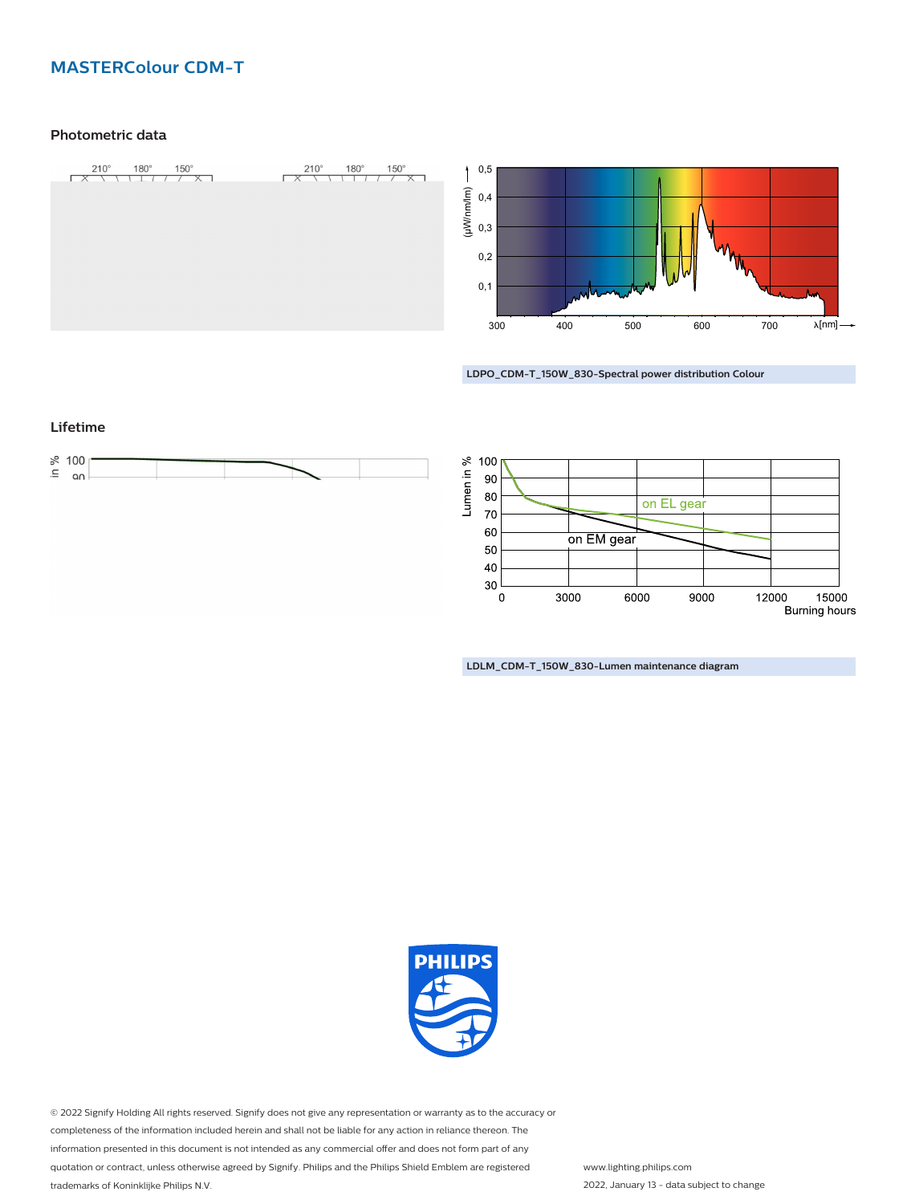## MASTERColour CDM-T

### Photometric data

210° 180° 150°

210° 180° 150°

0,5
0,4
0,3
0,2
0,1
(μW/nm/lm)
300 400 500 600 700 λ[nm]

LDPO_CDM-T_150W_830-Spectral power distribution Colour

### Lifetime

in %
100
90

Lumen in %
100
90
80
70
60
50
40
30
0 3000 6000 9000 12000 15000
Burning hours
on EL gear
on EM gear

LDLM_CDM-T_150W_830-Lumen maintenance diagram

© 2022 Signify Holding All rights reserved. Signify does not give any representation or warranty as to the accuracy or completeness of the information included herein and shall not be liable for any action in reliance thereon. The information presented in this document is not intended as any commercial offer and does not form part of any quotation or contract, unless otherwise agreed by Signify. Philips and the Philips Shield Emblem are registered trademarks of Koninklijke Philips N.V.

www.lighting.philips.com

2022, January 13 - data subject to change